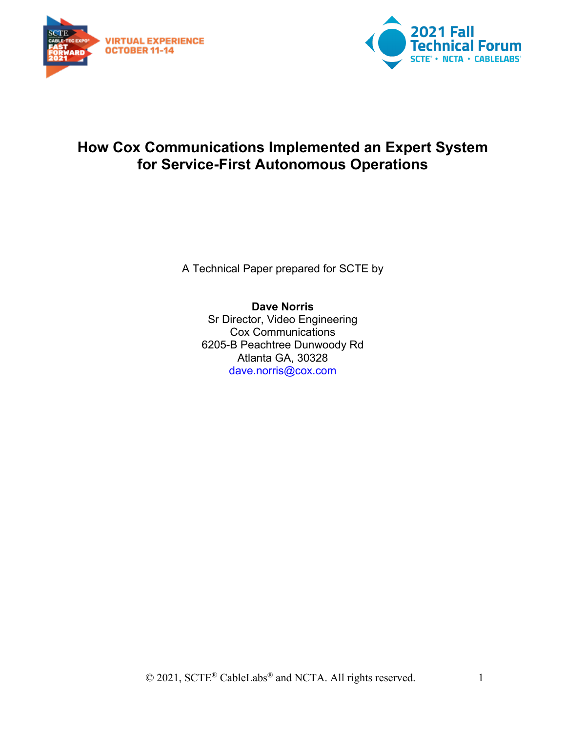# How Cox Communications Implemented an Expert System for Service-First Autonomous Operations

A Technical Paper prepared for SCTE by

**Dave Norris**
Sr Director, Video Engineering
Cox Communications
6205-B Peachtree Dunwoody Rd
Atlanta GA, 30328
dave.norris@cox.com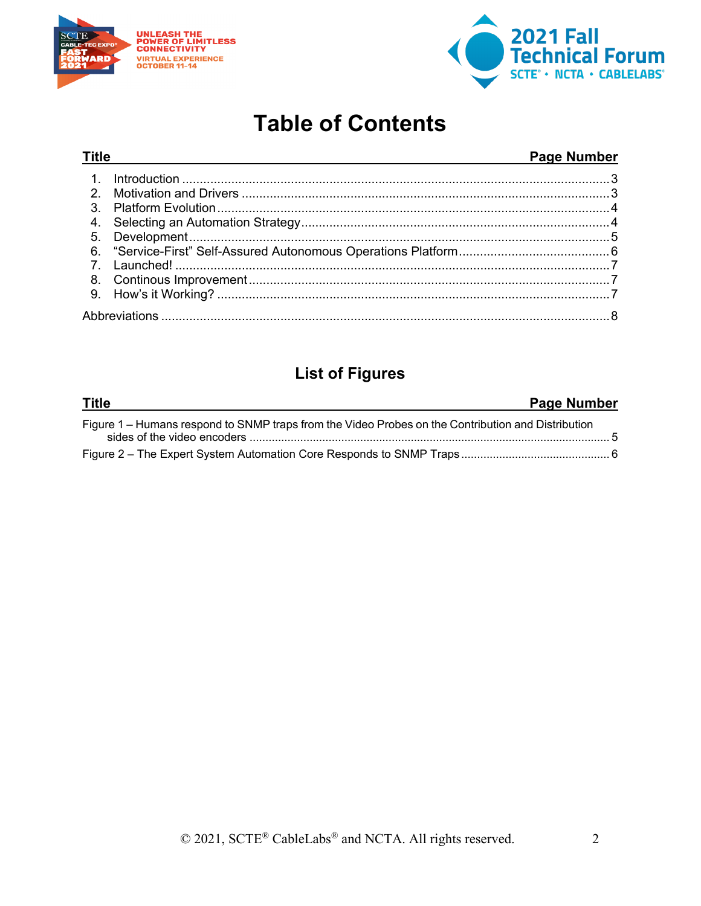# Table of Contents

| Title | Page Number |
|---|---|
| 1. Introduction | 3 |
| 2. Motivation and Drivers | 3 |
| 3. Platform Evolution | 4 |
| 4. Selecting an Automation Strategy | 4 |
| 5. Development | 5 |
| 6. "Service-First" Self-Assured Autonomous Operations Platform | 6 |
| 7. Launched! | 7 |
| 8. Continous Improvement | 7 |
| 9. How's it Working? | 7 |
| Abbreviations | 8 |

## List of Figures

| Title | Page Number |
|---|---|
| Figure 1 – Humans respond to SNMP traps from the Video Probes on the Contribution and Distribution sides of the video encoders | 5 |
| Figure 2 – The Expert System Automation Core Responds to SNMP Traps | 6 |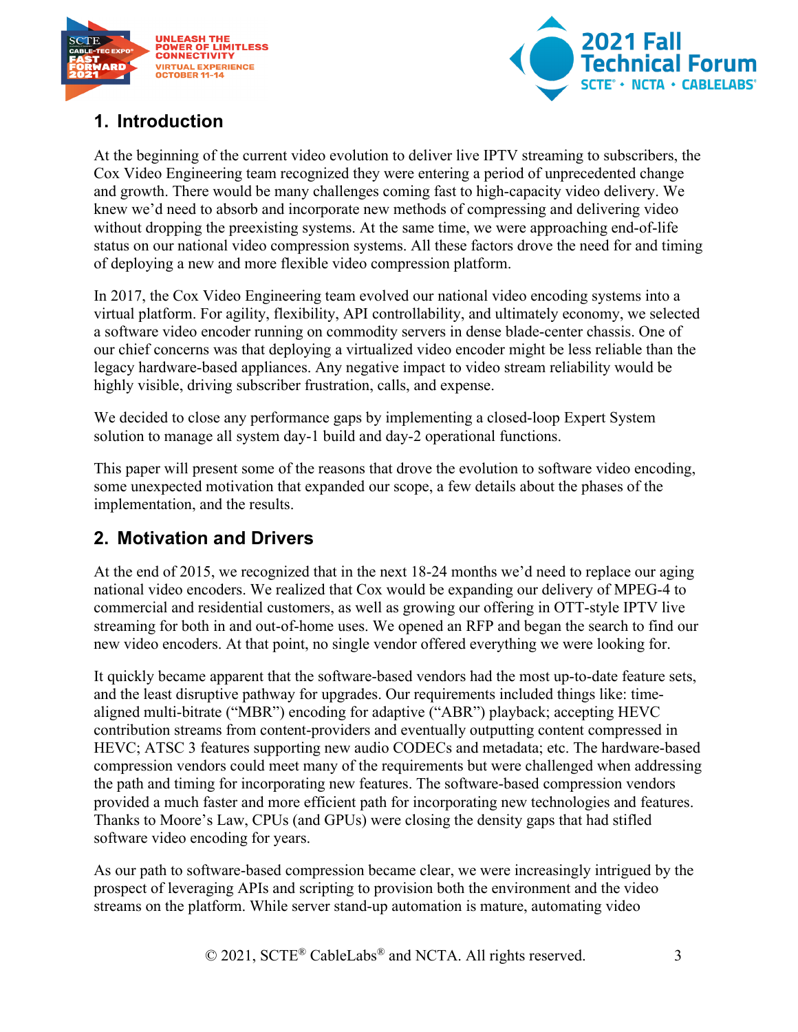## 1. Introduction

At the beginning of the current video evolution to deliver live IPTV streaming to subscribers, the Cox Video Engineering team recognized they were entering a period of unprecedented change and growth. There would be many challenges coming fast to high-capacity video delivery. We knew we'd need to absorb and incorporate new methods of compressing and delivering video without dropping the preexisting systems. At the same time, we were approaching end-of-life status on our national video compression systems. All these factors drove the need for and timing of deploying a new and more flexible video compression platform.

In 2017, the Cox Video Engineering team evolved our national video encoding systems into a virtual platform. For agility, flexibility, API controllability, and ultimately economy, we selected a software video encoder running on commodity servers in dense blade-center chassis. One of our chief concerns was that deploying a virtualized video encoder might be less reliable than the legacy hardware-based appliances. Any negative impact to video stream reliability would be highly visible, driving subscriber frustration, calls, and expense.

We decided to close any performance gaps by implementing a closed-loop Expert System solution to manage all system day-1 build and day-2 operational functions.

This paper will present some of the reasons that drove the evolution to software video encoding, some unexpected motivation that expanded our scope, a few details about the phases of the implementation, and the results.

## 2. Motivation and Drivers

At the end of 2015, we recognized that in the next 18-24 months we'd need to replace our aging national video encoders. We realized that Cox would be expanding our delivery of MPEG-4 to commercial and residential customers, as well as growing our offering in OTT-style IPTV live streaming for both in and out-of-home uses. We opened an RFP and began the search to find our new video encoders. At that point, no single vendor offered everything we were looking for.

It quickly became apparent that the software-based vendors had the most up-to-date feature sets, and the least disruptive pathway for upgrades. Our requirements included things like: time-aligned multi-bitrate ("MBR") encoding for adaptive ("ABR") playback; accepting HEVC contribution streams from content-providers and eventually outputting content compressed in HEVC; ATSC 3 features supporting new audio CODECs and metadata; etc. The hardware-based compression vendors could meet many of the requirements but were challenged when addressing the path and timing for incorporating new features. The software-based compression vendors provided a much faster and more efficient path for incorporating new technologies and features. Thanks to Moore's Law, CPUs (and GPUs) were closing the density gaps that had stifled software video encoding for years.

As our path to software-based compression became clear, we were increasingly intrigued by the prospect of leveraging APIs and scripting to provision both the environment and the video streams on the platform. While server stand-up automation is mature, automating video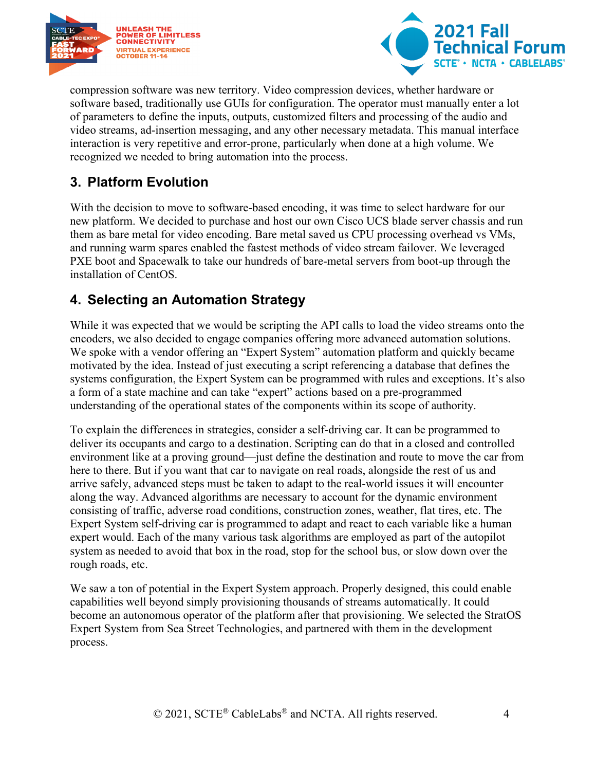compression software was new territory. Video compression devices, whether hardware or software based, traditionally use GUIs for configuration. The operator must manually enter a lot of parameters to define the inputs, outputs, customized filters and processing of the audio and video streams, ad-insertion messaging, and any other necessary metadata. This manual interface interaction is very repetitive and error-prone, particularly when done at a high volume. We recognized we needed to bring automation into the process.

## 3. Platform Evolution

With the decision to move to software-based encoding, it was time to select hardware for our new platform. We decided to purchase and host our own Cisco UCS blade server chassis and run them as bare metal for video encoding. Bare metal saved us CPU processing overhead vs VMs, and running warm spares enabled the fastest methods of video stream failover. We leveraged PXE boot and Spacewalk to take our hundreds of bare-metal servers from boot-up through the installation of CentOS.

## 4. Selecting an Automation Strategy

While it was expected that we would be scripting the API calls to load the video streams onto the encoders, we also decided to engage companies offering more advanced automation solutions. We spoke with a vendor offering an "Expert System" automation platform and quickly became motivated by the idea. Instead of just executing a script referencing a database that defines the systems configuration, the Expert System can be programmed with rules and exceptions. It's also a form of a state machine and can take "expert" actions based on a pre-programmed understanding of the operational states of the components within its scope of authority.

To explain the differences in strategies, consider a self-driving car. It can be programmed to deliver its occupants and cargo to a destination. Scripting can do that in a closed and controlled environment like at a proving ground—just define the destination and route to move the car from here to there. But if you want that car to navigate on real roads, alongside the rest of us and arrive safely, advanced steps must be taken to adapt to the real-world issues it will encounter along the way. Advanced algorithms are necessary to account for the dynamic environment consisting of traffic, adverse road conditions, construction zones, weather, flat tires, etc. The Expert System self-driving car is programmed to adapt and react to each variable like a human expert would. Each of the many various task algorithms are employed as part of the autopilot system as needed to avoid that box in the road, stop for the school bus, or slow down over the rough roads, etc.

We saw a ton of potential in the Expert System approach. Properly designed, this could enable capabilities well beyond simply provisioning thousands of streams automatically. It could become an autonomous operator of the platform after that provisioning. We selected the StratOS Expert System from Sea Street Technologies, and partnered with them in the development process.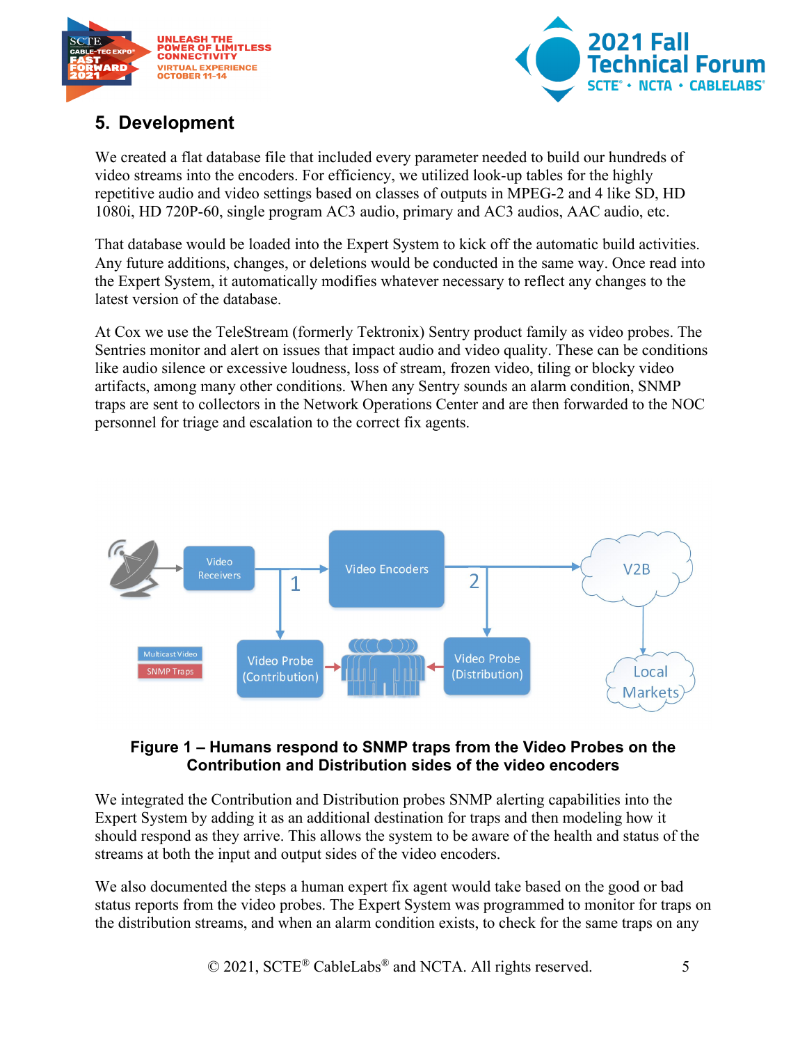## 5. Development

We created a flat database file that included every parameter needed to build our hundreds of video streams into the encoders. For efficiency, we utilized look-up tables for the highly repetitive audio and video settings based on classes of outputs in MPEG-2 and 4 like SD, HD 1080i, HD 720P-60, single program AC3 audio, primary and AC3 audios, AAC audio, etc.

That database would be loaded into the Expert System to kick off the automatic build activities. Any future additions, changes, or deletions would be conducted in the same way. Once read into the Expert System, it automatically modifies whatever necessary to reflect any changes to the latest version of the database.

At Cox we use the TeleStream (formerly Tektronix) Sentry product family as video probes. The Sentries monitor and alert on issues that impact audio and video quality. These can be conditions like audio silence or excessive loudness, loss of stream, frozen video, tiling or blocky video artifacts, among many other conditions. When any Sentry sounds an alarm condition, SNMP traps are sent to collectors in the Network Operations Center and are then forwarded to the NOC personnel for triage and escalation to the correct fix agents.

Video Receivers
Video Encoders
V2B
1
2
Multicast Video
SNMP Traps
Video Probe (Contribution)
Video Probe (Distribution)
Local Markets

**Figure 1 – Humans respond to SNMP traps from the Video Probes on the Contribution and Distribution sides of the video encoders**

We integrated the Contribution and Distribution probes SNMP alerting capabilities into the Expert System by adding it as an additional destination for traps and then modeling how it should respond as they arrive. This allows the system to be aware of the health and status of the streams at both the input and output sides of the video encoders.

We also documented the steps a human expert fix agent would take based on the good or bad status reports from the video probes. The Expert System was programmed to monitor for traps on the distribution streams, and when an alarm condition exists, to check for the same traps on any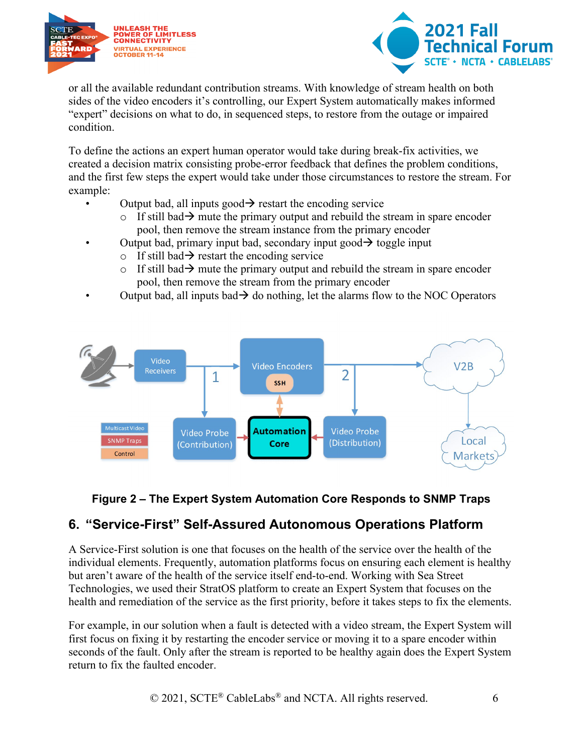or all the available redundant contribution streams. With knowledge of stream health on both sides of the video encoders it's controlling, our Expert System automatically makes informed "expert" decisions on what to do, in sequenced steps, to restore from the outage or impaired condition.

To define the actions an expert human operator would take during break-fix activities, we created a decision matrix consisting probe-error feedback that defines the problem conditions, and the first few steps the expert would take under those circumstances to restore the stream. For example:

- Output bad, all inputs good→ restart the encoding service
  - If still bad→ mute the primary output and rebuild the stream in spare encoder pool, then remove the stream instance from the primary encoder
- Output bad, primary input bad, secondary input good→ toggle input
  - If still bad→ restart the encoding service
  - If still bad→ mute the primary output and rebuild the stream in spare encoder pool, then remove the stream from the primary encoder
- Output bad, all inputs bad→ do nothing, let the alarms flow to the NOC Operators

Video Receivers
1
Video Encoders
SSH
2
V2B
Local Markets
Multicast Video
SNMP Traps
Control
Video Probe (Contribution)
Automation Core
Video Probe (Distribution)

**Figure 2 – The Expert System Automation Core Responds to SNMP Traps**

## 6. "Service-First" Self-Assured Autonomous Operations Platform

A Service-First solution is one that focuses on the health of the service over the health of the individual elements. Frequently, automation platforms focus on ensuring each element is healthy but aren't aware of the health of the service itself end-to-end. Working with Sea Street Technologies, we used their StratOS platform to create an Expert System that focuses on the health and remediation of the service as the first priority, before it takes steps to fix the elements.

For example, in our solution when a fault is detected with a video stream, the Expert System will first focus on fixing it by restarting the encoder service or moving it to a spare encoder within seconds of the fault. Only after the stream is reported to be healthy again does the Expert System return to fix the faulted encoder.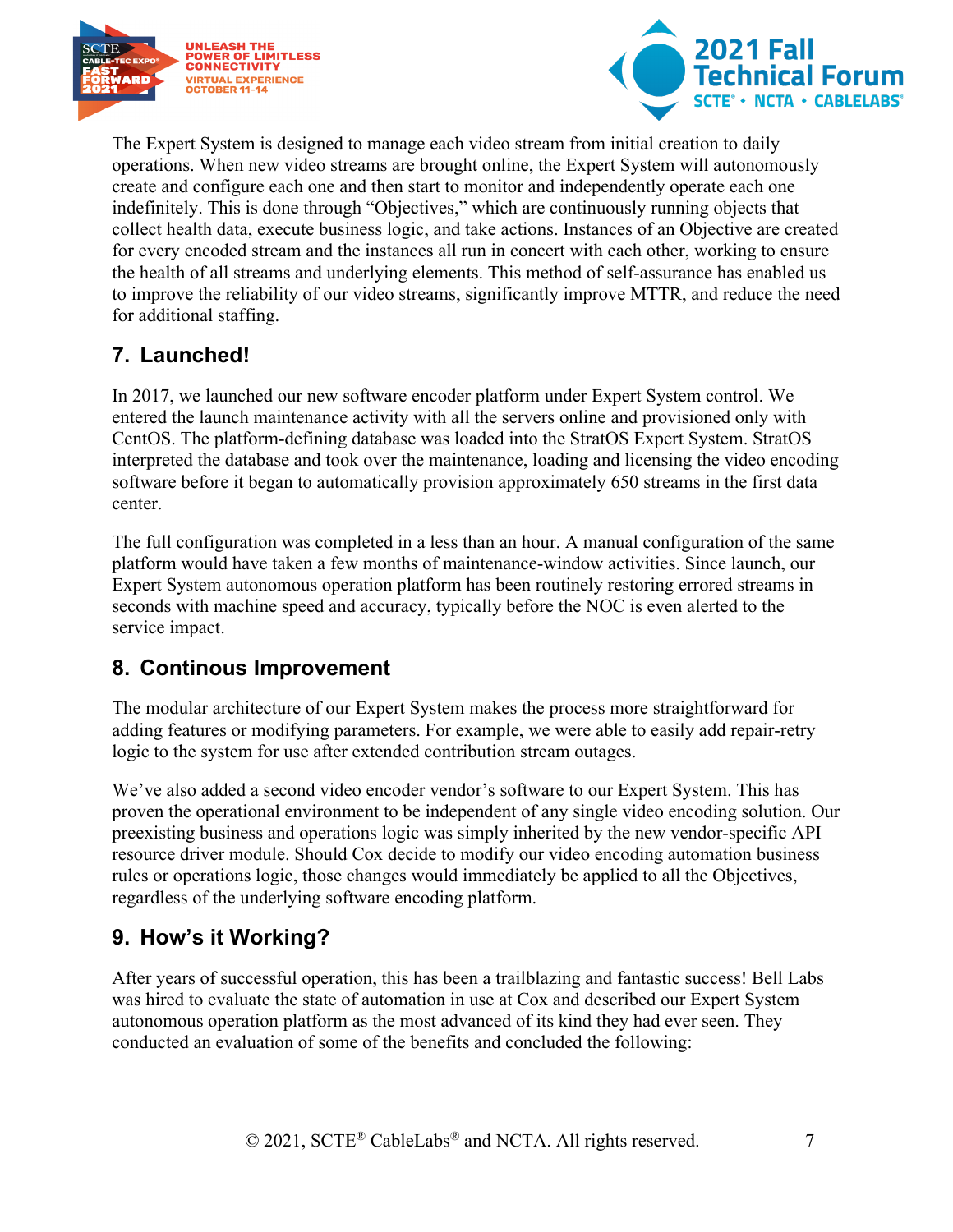The Expert System is designed to manage each video stream from initial creation to daily operations. When new video streams are brought online, the Expert System will autonomously create and configure each one and then start to monitor and independently operate each one indefinitely. This is done through "Objectives," which are continuously running objects that collect health data, execute business logic, and take actions. Instances of an Objective are created for every encoded stream and the instances all run in concert with each other, working to ensure the health of all streams and underlying elements. This method of self-assurance has enabled us to improve the reliability of our video streams, significantly improve MTTR, and reduce the need for additional staffing.

## 7. Launched!

In 2017, we launched our new software encoder platform under Expert System control. We entered the launch maintenance activity with all the servers online and provisioned only with CentOS. The platform-defining database was loaded into the StratOS Expert System. StratOS interpreted the database and took over the maintenance, loading and licensing the video encoding software before it began to automatically provision approximately 650 streams in the first data center.

The full configuration was completed in a less than an hour. A manual configuration of the same platform would have taken a few months of maintenance-window activities. Since launch, our Expert System autonomous operation platform has been routinely restoring errored streams in seconds with machine speed and accuracy, typically before the NOC is even alerted to the service impact.

## 8. Continous Improvement

The modular architecture of our Expert System makes the process more straightforward for adding features or modifying parameters. For example, we were able to easily add repair-retry logic to the system for use after extended contribution stream outages.

We've also added a second video encoder vendor's software to our Expert System. This has proven the operational environment to be independent of any single video encoding solution. Our preexisting business and operations logic was simply inherited by the new vendor-specific API resource driver module. Should Cox decide to modify our video encoding automation business rules or operations logic, those changes would immediately be applied to all the Objectives, regardless of the underlying software encoding platform.

## 9. How's it Working?

After years of successful operation, this has been a trailblazing and fantastic success! Bell Labs was hired to evaluate the state of automation in use at Cox and described our Expert System autonomous operation platform as the most advanced of its kind they had ever seen. They conducted an evaluation of some of the benefits and concluded the following: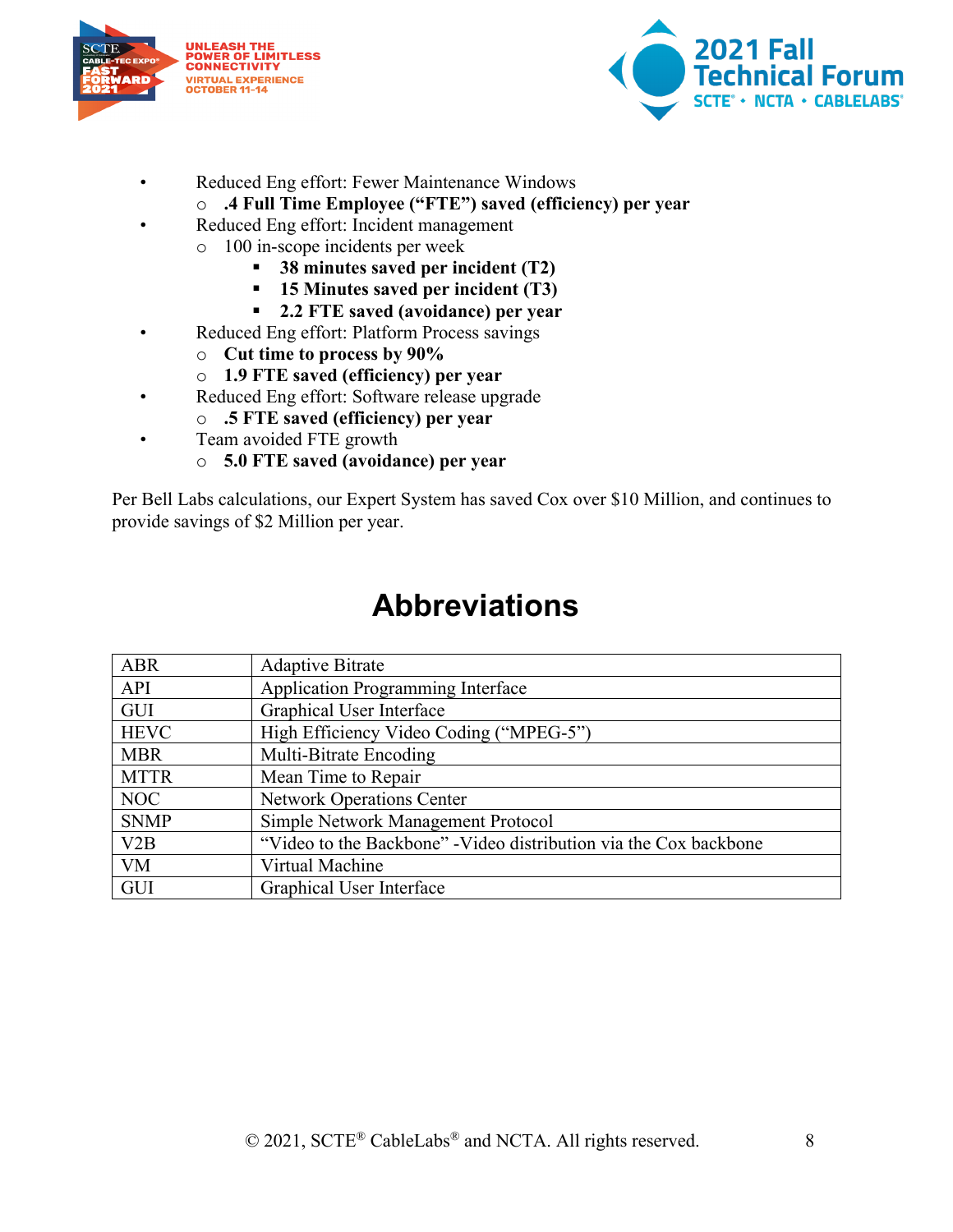- Reduced Eng effort: Fewer Maintenance Windows
  - **.4 Full Time Employee ("FTE") saved (efficiency) per year**
- Reduced Eng effort: Incident management
  - 100 in-scope incidents per week
    - **38 minutes saved per incident (T2)**
    - **15 Minutes saved per incident (T3)**
    - **2.2 FTE saved (avoidance) per year**
- Reduced Eng effort: Platform Process savings
  - **Cut time to process by 90%**
  - **1.9 FTE saved (efficiency) per year**
- Reduced Eng effort: Software release upgrade
  - **.5 FTE saved (efficiency) per year**
- Team avoided FTE growth
  - **5.0 FTE saved (avoidance) per year**

Per Bell Labs calculations, our Expert System has saved Cox over $10 Million, and continues to provide savings of $2 Million per year.

# Abbreviations

| | |
|---|---|
| ABR | Adaptive Bitrate |
| API | Application Programming Interface |
| GUI | Graphical User Interface |
| HEVC | High Efficiency Video Coding ("MPEG-5") |
| MBR | Multi-Bitrate Encoding |
| MTTR | Mean Time to Repair |
| NOC | Network Operations Center |
| SNMP | Simple Network Management Protocol |
| V2B | "Video to the Backbone" -Video distribution via the Cox backbone |
| VM | Virtual Machine |
| GUI | Graphical User Interface |